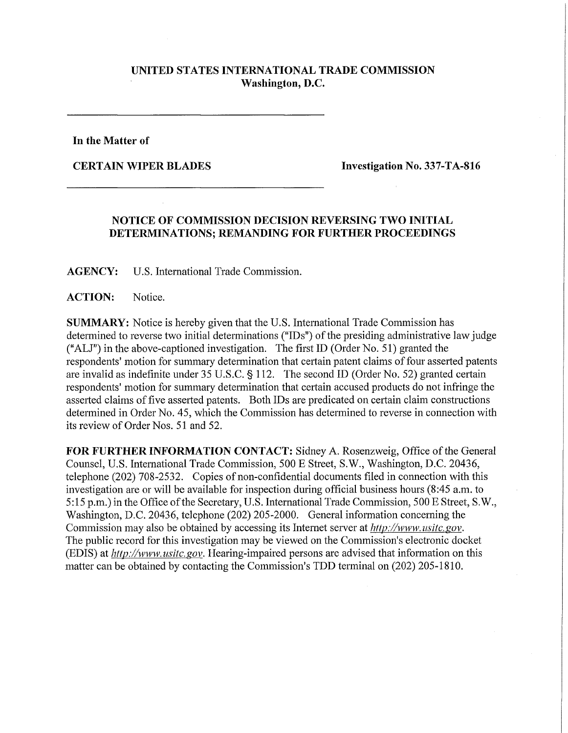**UNITED STATES INTERNATIONAL TRADE COMMISSION**
**Washington, D.C.**

---

**In the Matter of**

**CERTAIN WIPER BLADES** **Investigation No. 337-TA-816**

---

## NOTICE OF COMMISSION DECISION REVERSING TWO INITIAL DETERMINATIONS; REMANDING FOR FURTHER PROCEEDINGS

**AGENCY:** U.S. International Trade Commission.

**ACTION:** Notice.

**SUMMARY:** Notice is hereby given that the U.S. International Trade Commission has determined to reverse two initial determinations ("IDs") of the presiding administrative law judge ("ALJ") in the above-captioned investigation. The first ID (Order No. 51) granted the respondents' motion for summary determination that certain patent claims of four asserted patents are invalid as indefinite under 35 U.S.C. § 112. The second ID (Order No. 52) granted certain respondents' motion for summary determination that certain accused products do not infringe the asserted claims of five asserted patents. Both IDs are predicated on certain claim constructions determined in Order No. 45, which the Commission has determined to reverse in connection with its review of Order Nos. 51 and 52.

**FOR FURTHER INFORMATION CONTACT:** Sidney A. Rosenzweig, Office of the General Counsel, U.S. International Trade Commission, 500 E Street, S.W., Washington, D.C. 20436, telephone (202) 708-2532. Copies of non-confidential documents filed in connection with this investigation are or will be available for inspection during official business hours (8:45 a.m. to 5:15 p.m.) in the Office of the Secretary, U.S. International Trade Commission, 500 E Street, S.W., Washington, D.C. 20436, telephone (202) 205-2000. General information concerning the Commission may also be obtained by accessing its Internet server at *http://www.usitc.gov*. The public record for this investigation may be viewed on the Commission's electronic docket (EDIS) at *http://www.usitc.gov*. Hearing-impaired persons are advised that information on this matter can be obtained by contacting the Commission's TDD terminal on (202) 205-1810.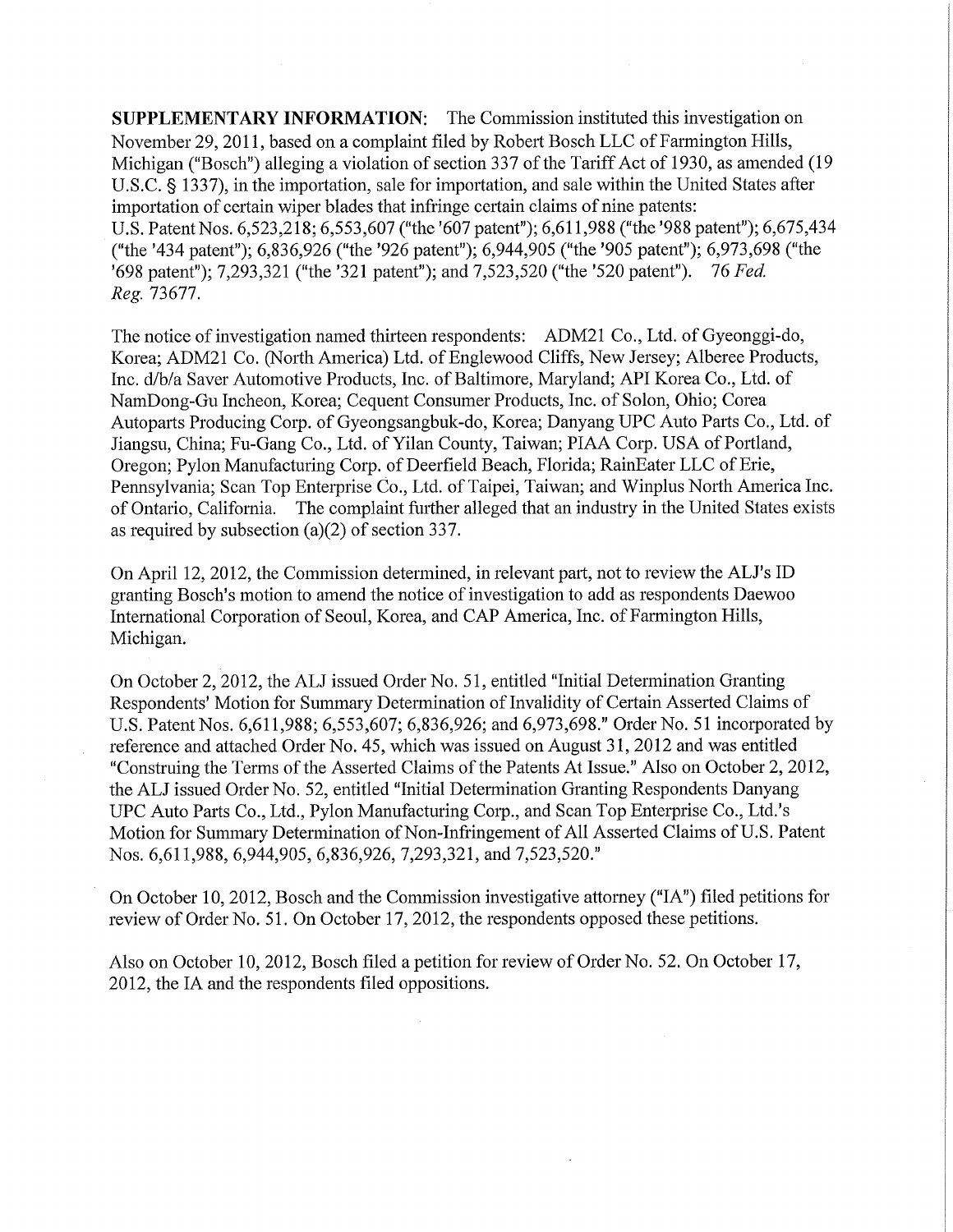**SUPPLEMENTARY INFORMATION**: The Commission instituted this investigation on November 29, 2011, based on a complaint filed by Robert Bosch LLC of Farmington Hills, Michigan ("Bosch") alleging a violation of section 337 of the Tariff Act of 1930, as amended (19 U.S.C. § 1337), in the importation, sale for importation, and sale within the United States after importation of certain wiper blades that infringe certain claims of nine patents: U.S. Patent Nos. 6,523,218; 6,553,607 ("the '607 patent"); 6,611,988 ("the '988 patent"); 6,675,434 ("the '434 patent"); 6,836,926 ("the '926 patent"); 6,944,905 ("the '905 patent"); 6,973,698 ("the '698 patent"); 7,293,321 ("the '321 patent"); and 7,523,520 ("the '520 patent"). 76 *Fed. Reg.* 73677.

The notice of investigation named thirteen respondents: ADM21 Co., Ltd. of Gyeonggi-do, Korea; ADM21 Co. (North America) Ltd. of Englewood Cliffs, New Jersey; Alberee Products, Inc. d/b/a Saver Automotive Products, Inc. of Baltimore, Maryland; API Korea Co., Ltd. of NamDong-Gu Incheon, Korea; Cequent Consumer Products, Inc. of Solon, Ohio; Corea Autoparts Producing Corp. of Gyeongsangbuk-do, Korea; Danyang UPC Auto Parts Co., Ltd. of Jiangsu, China; Fu-Gang Co., Ltd. of Yilan County, Taiwan; PIAA Corp. USA of Portland, Oregon; Pylon Manufacturing Corp. of Deerfield Beach, Florida; RainEater LLC of Erie, Pennsylvania; Scan Top Enterprise Co., Ltd. of Taipei, Taiwan; and Winplus North America Inc. of Ontario, California. The complaint further alleged that an industry in the United States exists as required by subsection (a)(2) of section 337.

On April 12, 2012, the Commission determined, in relevant part, not to review the ALJ's ID granting Bosch's motion to amend the notice of investigation to add as respondents Daewoo International Corporation of Seoul, Korea, and CAP America, Inc. of Farmington Hills, Michigan.

On October 2, 2012, the ALJ issued Order No. 51, entitled "Initial Determination Granting Respondents' Motion for Summary Determination of Invalidity of Certain Asserted Claims of U.S. Patent Nos. 6,611,988; 6,553,607; 6,836,926; and 6,973,698." Order No. 51 incorporated by reference and attached Order No. 45, which was issued on August 31, 2012 and was entitled "Construing the Terms of the Asserted Claims of the Patents At Issue." Also on October 2, 2012, the ALJ issued Order No. 52, entitled "Initial Determination Granting Respondents Danyang UPC Auto Parts Co., Ltd., Pylon Manufacturing Corp., and Scan Top Enterprise Co., Ltd.'s Motion for Summary Determination of Non-Infringement of All Asserted Claims of U.S. Patent Nos. 6,611,988, 6,944,905, 6,836,926, 7,293,321, and 7,523,520."

On October 10, 2012, Bosch and the Commission investigative attorney ("IA") filed petitions for review of Order No. 51. On October 17, 2012, the respondents opposed these petitions.

Also on October 10, 2012, Bosch filed a petition for review of Order No. 52. On October 17, 2012, the IA and the respondents filed oppositions.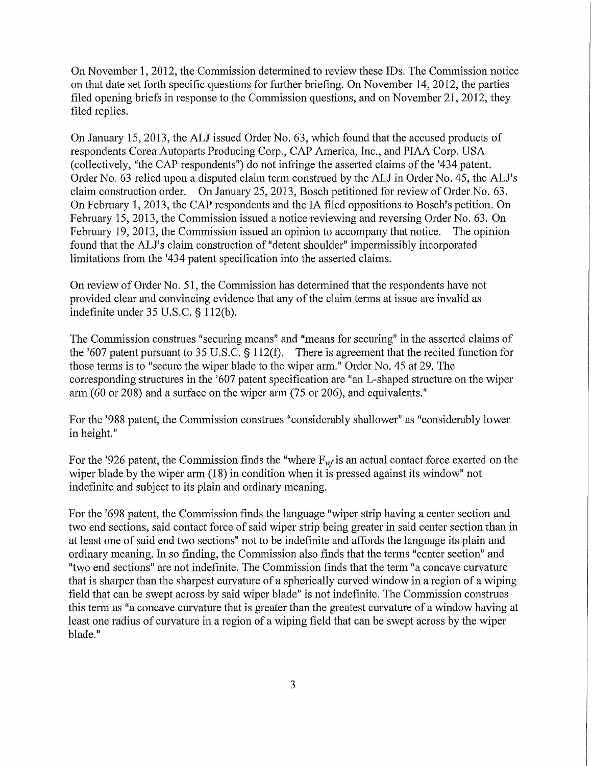On November 1, 2012, the Commission determined to review these IDs. The Commission notice on that date set forth specific questions for further briefing. On November 14, 2012, the parties filed opening briefs in response to the Commission questions, and on November 21, 2012, they filed replies.

On January 15, 2013, the ALJ issued Order No. 63, which found that the accused products of respondents Corea Autoparts Producing Corp., CAP America, Inc., and PIAA Corp. USA (collectively, "the CAP respondents") do not infringe the asserted claims of the '434 patent. Order No. 63 relied upon a disputed claim term construed by the ALJ in Order No. 45, the ALJ's claim construction order. On January 25, 2013, Bosch petitioned for review of Order No. 63. On February 1, 2013, the CAP respondents and the IA filed oppositions to Bosch's petition. On February 15, 2013, the Commission issued a notice reviewing and reversing Order No. 63. On February 19, 2013, the Commission issued an opinion to accompany that notice. The opinion found that the ALJ's claim construction of "detent shoulder" impermissibly incorporated limitations from the '434 patent specification into the asserted claims.

On review of Order No. 51, the Commission has determined that the respondents have not provided clear and convincing evidence that any of the claim terms at issue are invalid as indefinite under 35 U.S.C. § 112(b).

The Commission construes "securing means" and "means for securing" in the asserted claims of the '607 patent pursuant to 35 U.S.C. § 112(f). There is agreement that the recited function for those terms is to "secure the wiper blade to the wiper arm." Order No. 45 at 29. The corresponding structures in the '607 patent specification are "an L-shaped structure on the wiper arm (60 or 208) and a surface on the wiper arm (75 or 206), and equivalents."

For the '988 patent, the Commission construes "considerably shallower" as "considerably lower in height."

For the '926 patent, the Commission finds the "where $F_{wf}$ is an actual contact force exerted on the wiper blade by the wiper arm (18) in condition when it is pressed against its window" not indefinite and subject to its plain and ordinary meaning.

For the '698 patent, the Commission finds the language "wiper strip having a center section and two end sections, said contact force of said wiper strip being greater in said center section than in at least one of said end two sections" not to be indefinite and affords the language its plain and ordinary meaning. In so finding, the Commission also finds that the terms "center section" and "two end sections" are not indefinite. The Commission finds that the term "a concave curvature that is sharper than the sharpest curvature of a spherically curved window in a region of a wiping field that can be swept across by said wiper blade" is not indefinite. The Commission construes this term as "a concave curvature that is greater than the greatest curvature of a window having at least one radius of curvature in a region of a wiping field that can be swept across by the wiper blade."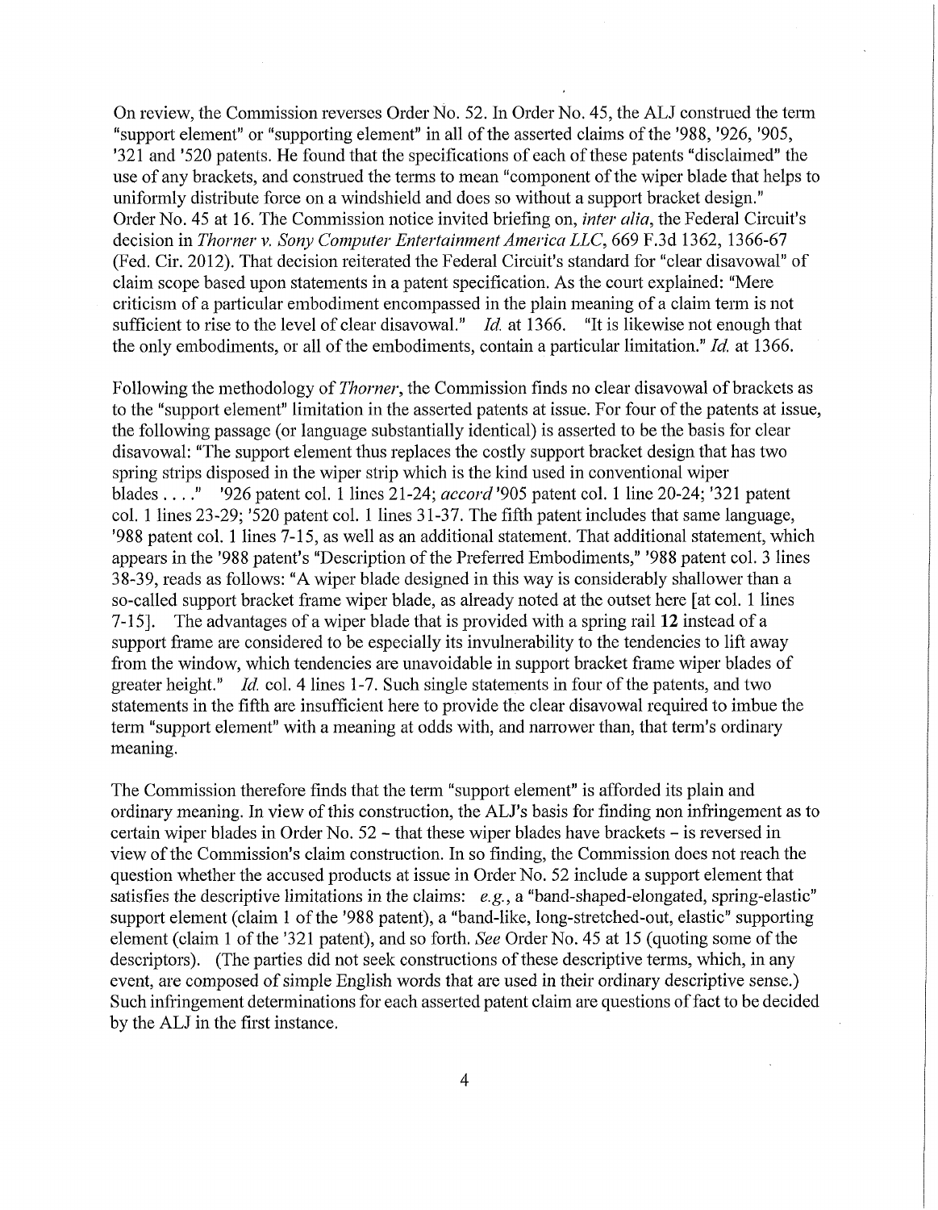On review, the Commission reverses Order No. 52. In Order No. 45, the ALJ construed the term "support element" or "supporting element" in all of the asserted claims of the '988, '926, '905, '321 and '520 patents. He found that the specifications of each of these patents "disclaimed" the use of any brackets, and construed the terms to mean "component of the wiper blade that helps to uniformly distribute force on a windshield and does so without a support bracket design." Order No. 45 at 16. The Commission notice invited briefing on, *inter alia*, the Federal Circuit's decision in *Thorner v. Sony Computer Entertainment America LLC*, 669 F.3d 1362, 1366-67 (Fed. Cir. 2012). That decision reiterated the Federal Circuit's standard for "clear disavowal" of claim scope based upon statements in a patent specification. As the court explained: "Mere criticism of a particular embodiment encompassed in the plain meaning of a claim term is not sufficient to rise to the level of clear disavowal." *Id.* at 1366. "It is likewise not enough that the only embodiments, or all of the embodiments, contain a particular limitation." *Id.* at 1366.

Following the methodology of *Thorner*, the Commission finds no clear disavowal of brackets as to the "support element" limitation in the asserted patents at issue. For four of the patents at issue, the following passage (or language substantially identical) is asserted to be the basis for clear disavowal: "The support element thus replaces the costly support bracket design that has two spring strips disposed in the wiper strip which is the kind used in conventional wiper blades . . . ." '926 patent col. 1 lines 21-24; *accord* '905 patent col. 1 line 20-24; '321 patent col. 1 lines 23-29; '520 patent col. 1 lines 31-37. The fifth patent includes that same language, '988 patent col. 1 lines 7-15, as well as an additional statement. That additional statement, which appears in the '988 patent's "Description of the Preferred Embodiments," '988 patent col. 3 lines 38-39, reads as follows: "A wiper blade designed in this way is considerably shallower than a so-called support bracket frame wiper blade, as already noted at the outset here [at col. 1 lines 7-15]. The advantages of a wiper blade that is provided with a spring rail **12** instead of a support frame are considered to be especially its invulnerability to the tendencies to lift away from the window, which tendencies are unavoidable in support bracket frame wiper blades of greater height." *Id.* col. 4 lines 1-7. Such single statements in four of the patents, and two statements in the fifth are insufficient here to provide the clear disavowal required to imbue the term "support element" with a meaning at odds with, and narrower than, that term's ordinary meaning.

The Commission therefore finds that the term "support element" is afforded its plain and ordinary meaning. In view of this construction, the ALJ's basis for finding non infringement as to certain wiper blades in Order No. 52 – that these wiper blades have brackets – is reversed in view of the Commission's claim construction. In so finding, the Commission does not reach the question whether the accused products at issue in Order No. 52 include a support element that satisfies the descriptive limitations in the claims: *e.g.*, a "band-shaped-elongated, spring-elastic" support element (claim 1 of the '988 patent), a "band-like, long-stretched-out, elastic" supporting element (claim 1 of the '321 patent), and so forth. *See* Order No. 45 at 15 (quoting some of the descriptors). (The parties did not seek constructions of these descriptive terms, which, in any event, are composed of simple English words that are used in their ordinary descriptive sense.) Such infringement determinations for each asserted patent claim are questions of fact to be decided by the ALJ in the first instance.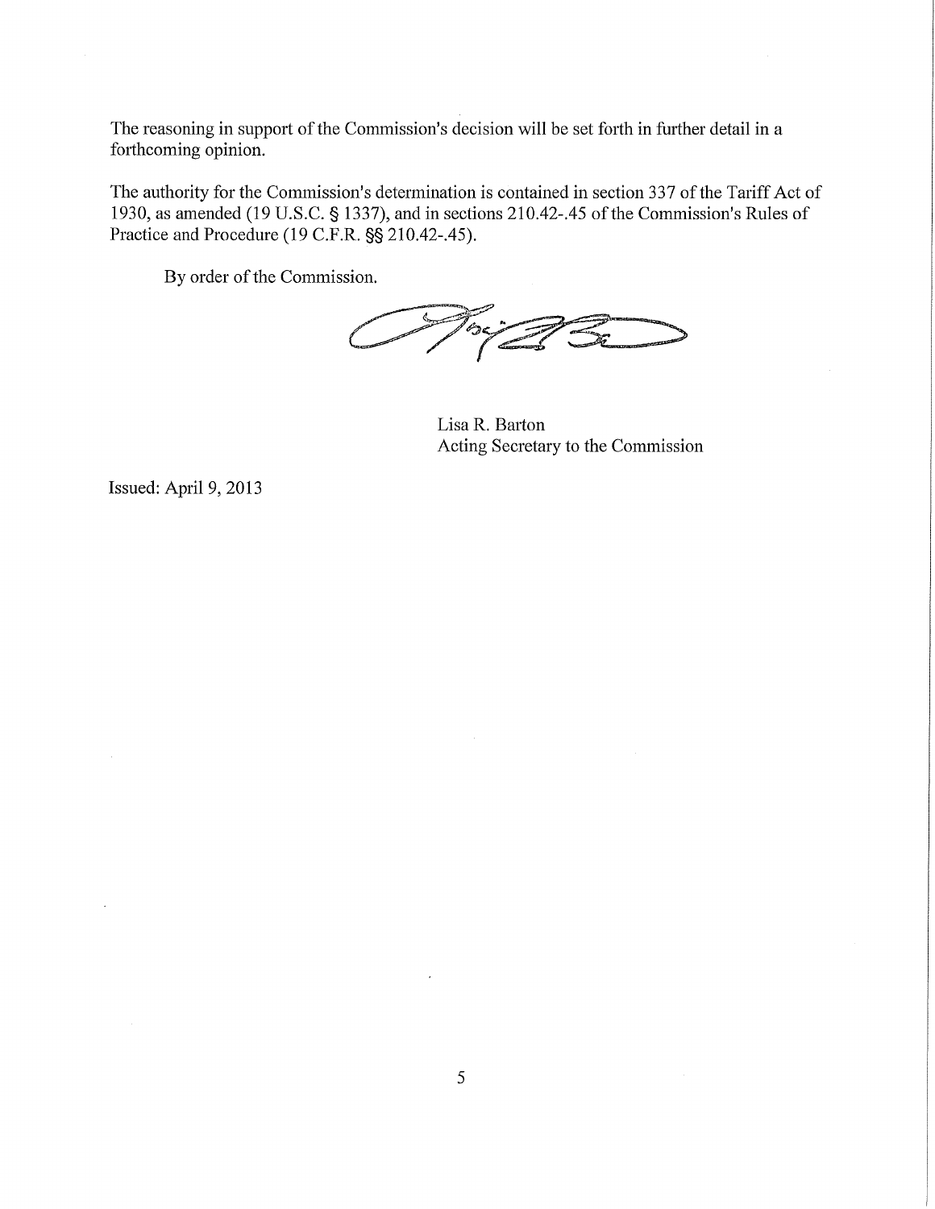The reasoning in support of the Commission's decision will be set forth in further detail in a forthcoming opinion.

The authority for the Commission's determination is contained in section 337 of the Tariff Act of 1930, as amended (19 U.S.C. § 1337), and in sections 210.42-.45 of the Commission's Rules of Practice and Procedure (19 C.F.R. §§ 210.42-.45).

By order of the Commission.

Lisa R. Barton
Acting Secretary to the Commission

Issued: April 9, 2013